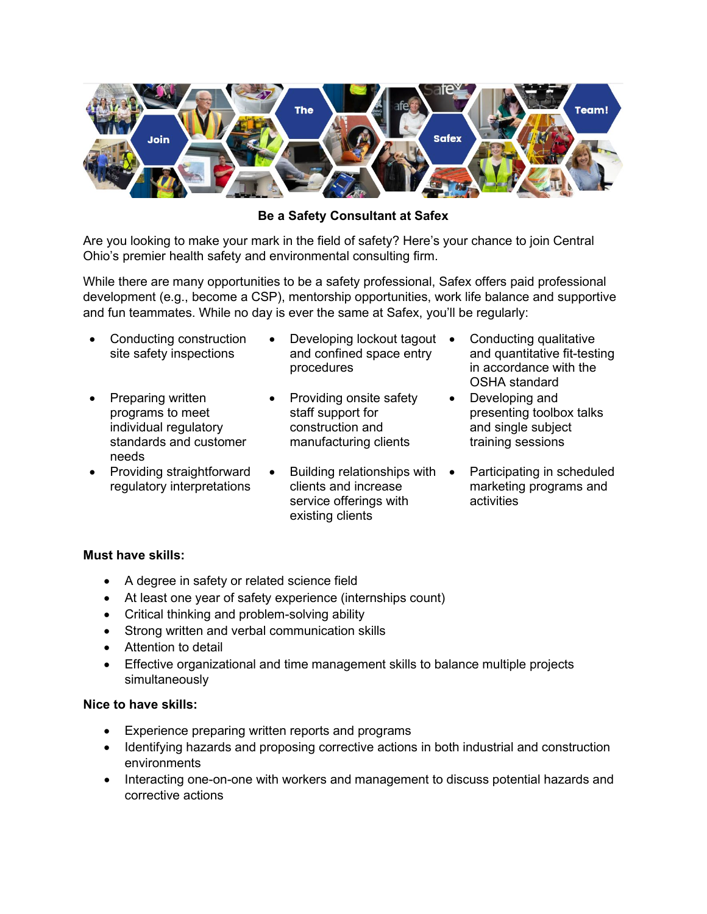**Be a Safety Consultant at Safex**

Are you looking to make your mark in the field of safety? Here's your chance to join Central Ohio's premier health safety and environmental consulting firm.

While there are many opportunities to be a safety professional, Safex offers paid professional development (e.g., become a CSP), mentorship opportunities, work life balance and supportive and fun teammates. While no day is ever the same at Safex, you'll be regularly:

- Conducting construction site safety inspections
- Developing lockout tagout and confined space entry procedures
- Conducting qualitative and quantitative fit-testing in accordance with the OSHA standard
- Preparing written programs to meet individual regulatory standards and customer needs
- Providing onsite safety staff support for construction and manufacturing clients
- Developing and presenting toolbox talks and single subject training sessions
- Providing straightforward regulatory interpretations
- Building relationships with clients and increase service offerings with existing clients
- Participating in scheduled marketing programs and activities

**Must have skills:**

- A degree in safety or related science field
- At least one year of safety experience (internships count)
- Critical thinking and problem-solving ability
- Strong written and verbal communication skills
- Attention to detail
- Effective organizational and time management skills to balance multiple projects simultaneously

**Nice to have skills:**

- Experience preparing written reports and programs
- Identifying hazards and proposing corrective actions in both industrial and construction environments
- Interacting one-on-one with workers and management to discuss potential hazards and corrective actions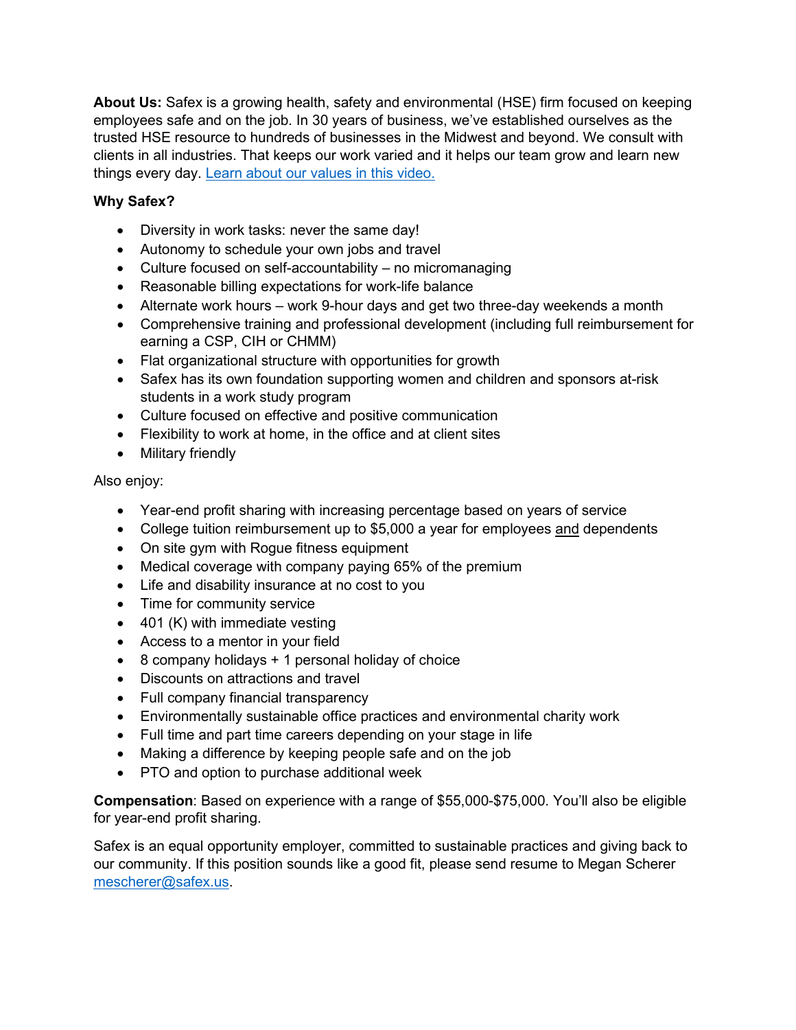**About Us:** Safex is a growing health, safety and environmental (HSE) firm focused on keeping employees safe and on the job. In 30 years of business, we've established ourselves as the trusted HSE resource to hundreds of businesses in the Midwest and beyond. We consult with clients in all industries. That keeps our work varied and it helps our team grow and learn new things every day. [Learn about our values in this video.]

**Why Safex?**

- Diversity in work tasks: never the same day!
- Autonomy to schedule your own jobs and travel
- Culture focused on self-accountability – no micromanaging
- Reasonable billing expectations for work-life balance
- Alternate work hours – work 9-hour days and get two three-day weekends a month
- Comprehensive training and professional development (including full reimbursement for earning a CSP, CIH or CHMM)
- Flat organizational structure with opportunities for growth
- Safex has its own foundation supporting women and children and sponsors at-risk students in a work study program
- Culture focused on effective and positive communication
- Flexibility to work at home, in the office and at client sites
- Military friendly

Also enjoy:

- Year-end profit sharing with increasing percentage based on years of service
- College tuition reimbursement up to $5,000 a year for employees and dependents
- On site gym with Rogue fitness equipment
- Medical coverage with company paying 65% of the premium
- Life and disability insurance at no cost to you
- Time for community service
- 401 (K) with immediate vesting
- Access to a mentor in your field
- 8 company holidays + 1 personal holiday of choice
- Discounts on attractions and travel
- Full company financial transparency
- Environmentally sustainable office practices and environmental charity work
- Full time and part time careers depending on your stage in life
- Making a difference by keeping people safe and on the job
- PTO and option to purchase additional week

**Compensation**: Based on experience with a range of $55,000-$75,000. You'll also be eligible for year-end profit sharing.

Safex is an equal opportunity employer, committed to sustainable practices and giving back to our community. If this position sounds like a good fit, please send resume to Megan Scherer mescherer@safex.us.